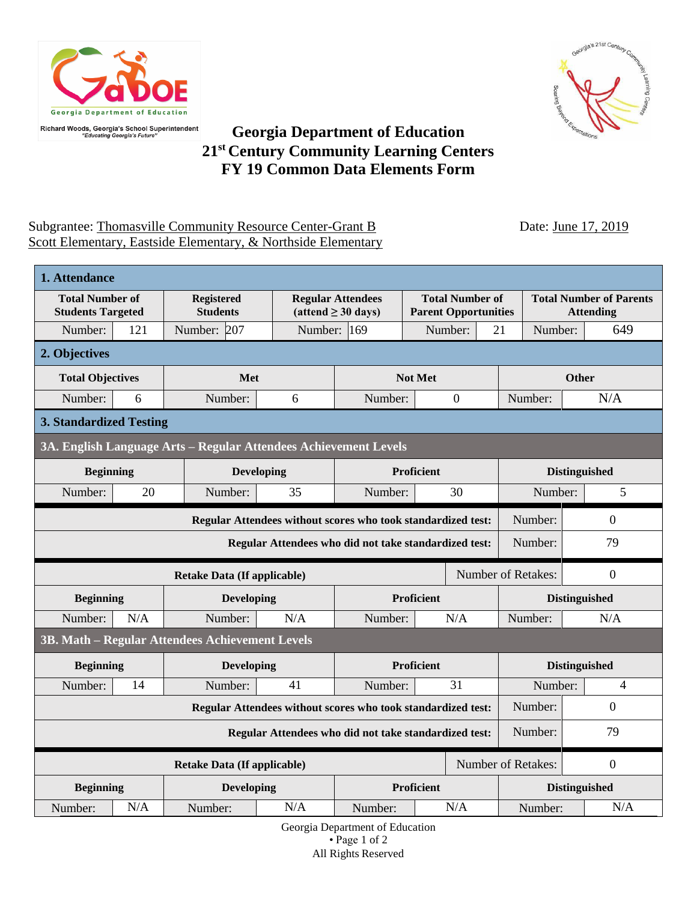Richard Woods, Georgia's School Superintendent
*"Educating Georgia's Future"*

# Georgia Department of Education
## 21st Century Community Learning Centers
## FY 19 Common Data Elements Form

Subgrantee: Thomasville Community Resource Center-Grant B
Scott Elementary, Eastside Elementary, & Northside Elementary

Date: June 17, 2019

### 1. Attendance

| Total Number of Students Targeted | | Registered Students | | Regular Attendees (attend ≥ 30 days) | | Total Number of Parent Opportunities | | Total Number of Parents Attending | |
|---|---|---|---|---|---|---|---|---|---|
| Number: | 121 | Number: | 207 | Number: | 169 | Number: | 21 | Number: | 649 |

### 2. Objectives

| Total Objectives | | Met | | Not Met | | Other | |
|---|---|---|---|---|---|---|---|
| Number: | 6 | Number: | 6 | Number: | 0 | Number: | N/A |

### 3. Standardized Testing

#### 3A. English Language Arts – Regular Attendees Achievement Levels

| Beginning | | Developing | | Proficient | | Distinguished | |
|---|---|---|---|---|---|---|---|
| Number: | 20 | Number: | 35 | Number: | 30 | Number: | 5 |

| | | |
|---|---|---|
| **Regular Attendees without scores who took standardized test:** | Number: | 0 |
| **Regular Attendees who did not take standardized test:** | Number: | 79 |

| **Retake Data (If applicable)** | | | | | | Number of Retakes: | 0 |
|---|---|---|---|---|---|---|---|
| **Beginning** | | **Developing** | | **Proficient** | | **Distinguished** | |
| Number: | N/A | Number: | N/A | Number: | N/A | Number: | N/A |

#### 3B. Math – Regular Attendees Achievement Levels

| Beginning | | Developing | | Proficient | | Distinguished | |
|---|---|---|---|---|---|---|---|
| Number: | 14 | Number: | 41 | Number: | 31 | Number: | 4 |

| | | |
|---|---|---|
| **Regular Attendees without scores who took standardized test:** | Number: | 0 |
| **Regular Attendees who did not take standardized test:** | Number: | 79 |

| **Retake Data (If applicable)** | | | | | | Number of Retakes: | 0 |
|---|---|---|---|---|---|---|---|
| **Beginning** | | **Developing** | | **Proficient** | | **Distinguished** | |
| Number: | N/A | Number: | N/A | Number: | N/A | Number: | N/A |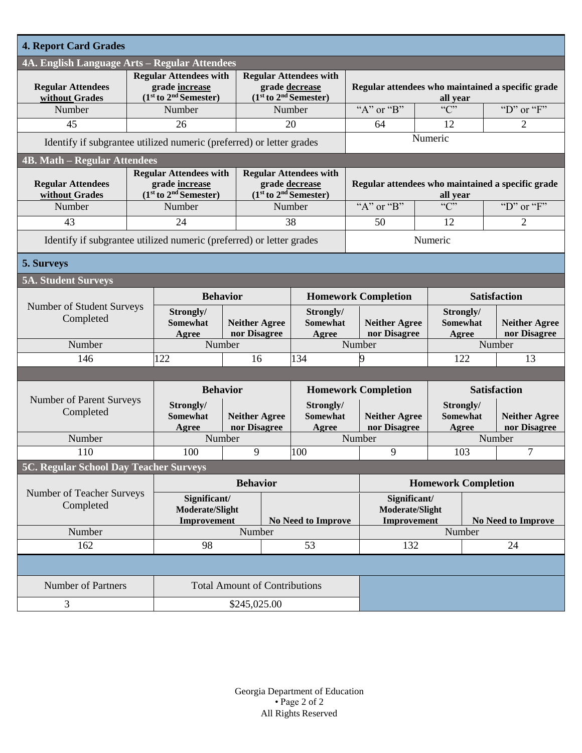## 4. Report Card Grades

### 4A. English Language Arts – Regular Attendees

| Regular Attendees without Grades | Regular Attendees with grade increase (1st to 2nd Semester) | Regular Attendees with grade decrease (1st to 2nd Semester) | Regular attendees who maintained a specific grade all year | | |
|---|---|---|---|---|---|
| Number | Number | Number | "A" or "B" | "C" | "D" or "F" |
| 45 | 26 | 20 | 64 | 12 | 2 |
| Identify if subgrantee utilized numeric (preferred) or letter grades | | | Numeric | | |

### 4B. Math – Regular Attendees

| Regular Attendees without Grades | Regular Attendees with grade increase (1st to 2nd Semester) | Regular Attendees with grade decrease (1st to 2nd Semester) | Regular attendees who maintained a specific grade all year | | |
|---|---|---|---|---|---|
| Number | Number | Number | "A" or "B" | "C" | "D" or "F" |
| 43 | 24 | 38 | 50 | 12 | 2 |
| Identify if subgrantee utilized numeric (preferred) or letter grades | | | Numeric | | |

## 5. Surveys

### 5A. Student Surveys

| Number of Student Surveys Completed | Behavior | | Homework Completion | | Satisfaction | |
|---|---|---|---|---|---|---|
| | Strongly/ Somewhat Agree | Neither Agree nor Disagree | Strongly/ Somewhat Agree | Neither Agree nor Disagree | Strongly/ Somewhat Agree | Neither Agree nor Disagree |
| Number | Number | | Number | | Number | |
| 146 | 122 | 16 | 134 | 9 | 122 | 13 |

| Number of Parent Surveys Completed | Behavior | | Homework Completion | | Satisfaction | |
|---|---|---|---|---|---|---|
| | Strongly/ Somewhat Agree | Neither Agree nor Disagree | Strongly/ Somewhat Agree | Neither Agree nor Disagree | Strongly/ Somewhat Agree | Neither Agree nor Disagree |
| Number | Number | | Number | | Number | |
| 110 | 100 | 9 | 100 | 9 | 103 | 7 |

### 5C. Regular School Day Teacher Surveys

| Number of Teacher Surveys Completed | Behavior | | Homework Completion | |
|---|---|---|---|---|
| | Significant/ Moderate/Slight Improvement | No Need to Improve | Significant/ Moderate/Slight Improvement | No Need to Improve |
| Number | Number | | Number | |
| 162 | 98 | 53 | 132 | 24 |

| Number of Partners | Total Amount of Contributions |
|---|---|
| 3 | $245,025.00 |